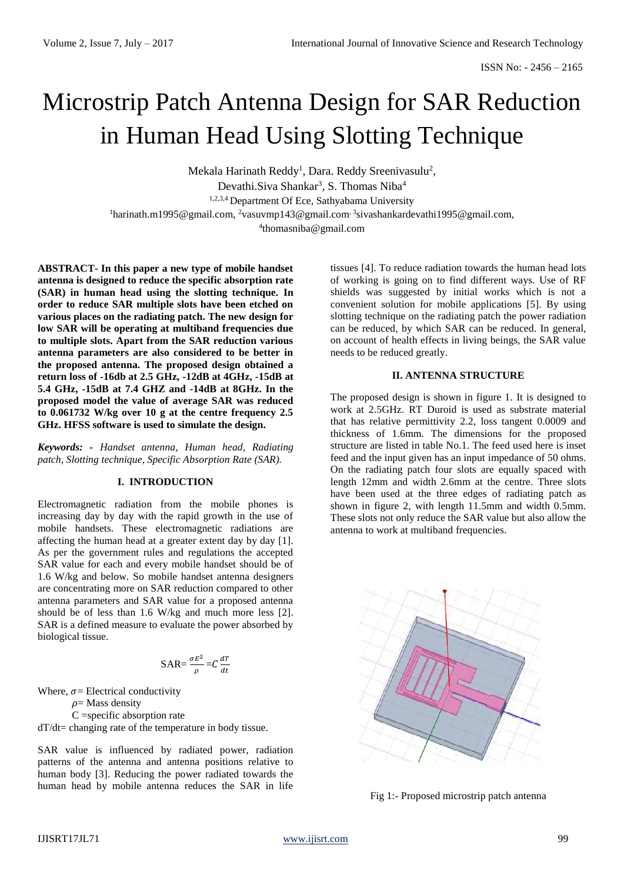# Microstrip Patch Antenna Design for SAR Reduction in Human Head Using Slotting Technique

Mekala Harinath Reddy[1], Dara. Reddy Sreenivasulu[2], Devathi.Siva Shankar[3], S. Thomas Niba[4]

[1,2,3,4] Department Of Ece, Sathyabama University

[1]harinath.m1995@gmail.com, [2]vasuvmp143@gmail.com, [3]sivashankardevathi1995@gmail.com, [4]thomasniba@gmail.com

**ABSTRACT- In this paper a new type of mobile handset antenna is designed to reduce the specific absorption rate (SAR) in human head using the slotting technique. In order to reduce SAR multiple slots have been etched on various places on the radiating patch. The new design for low SAR will be operating at multiband frequencies due to multiple slots. Apart from the SAR reduction various antenna parameters are also considered to be better in the proposed antenna. The proposed design obtained a return loss of -16db at 2.5 GHz, -12dB at 4GHz, -15dB at 5.4 GHz, -15dB at 7.4 GHZ and -14dB at 8GHz. In the proposed model the value of average SAR was reduced to 0.061732 W/kg over 10 g at the centre frequency 2.5 GHz. HFSS software is used to simulate the design.**

***Keywords: -** Handset antenna, Human head, Radiating patch, Slotting technique, Specific Absorption Rate (SAR).*

## I. INTRODUCTION

Electromagnetic radiation from the mobile phones is increasing day by day with the rapid growth in the use of mobile handsets. These electromagnetic radiations are affecting the human head at a greater extent day by day [1]. As per the government rules and regulations the accepted SAR value for each and every mobile handset should be of 1.6 W/kg and below. So mobile handset antenna designers are concentrating more on SAR reduction compared to other antenna parameters and SAR value for a proposed antenna should be of less than 1.6 W/kg and much more less [2]. SAR is a defined measure to evaluate the power absorbed by biological tissue.

$$\text{SAR}=\frac{\sigma E^2}{\rho}=C\frac{dT}{dt}$$

Where, $\sigma$= Electrical conductivity

$\rho$= Mass density

C =specific absorption rate

dT/dt= changing rate of the temperature in body tissue.

SAR value is influenced by radiated power, radiation patterns of the antenna and antenna positions relative to human body [3]. Reducing the power radiated towards the human head by mobile antenna reduces the SAR in life tissues [4]. To reduce radiation towards the human head lots of working is going on to find different ways. Use of RF shields was suggested by initial works which is not a convenient solution for mobile applications [5]. By using slotting technique on the radiating patch the power radiation can be reduced, by which SAR can be reduced. In general, on account of health effects in living beings, the SAR value needs to be reduced greatly.

## II. ANTENNA STRUCTURE

The proposed design is shown in figure 1. It is designed to work at 2.5GHz. RT Duroid is used as substrate material that has relative permittivity 2.2, loss tangent 0.0009 and thickness of 1.6mm. The dimensions for the proposed structure are listed in table No.1. The feed used here is inset feed and the input given has an input impedance of 50 ohms. On the radiating patch four slots are equally spaced with length 12mm and width 2.6mm at the centre. Three slots have been used at the three edges of radiating patch as shown in figure 2, with length 11.5mm and width 0.5mm. These slots not only reduce the SAR value but also allow the antenna to work at multiband frequencies.

Fig 1:- Proposed microstrip patch antenna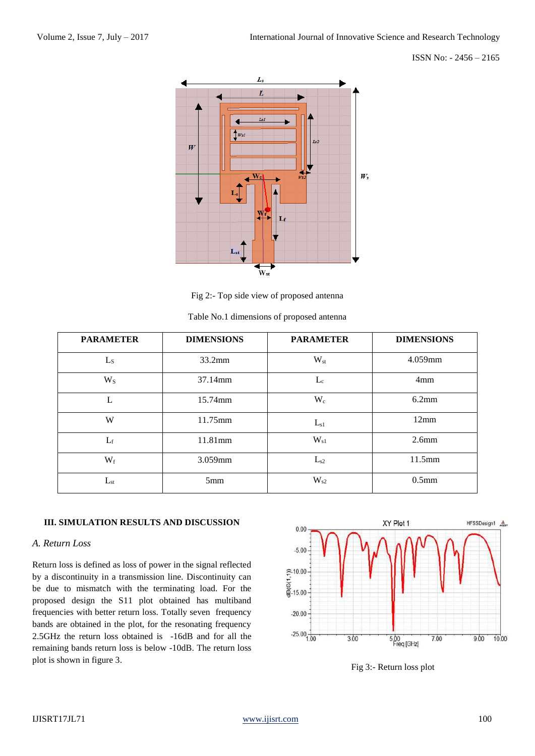Fig 2:- Top side view of proposed antenna

Table No.1 dimensions of proposed antenna

| PARAMETER | DIMENSIONS | PARAMETER | DIMENSIONS |
|---|---|---|---|
| $L_S$ | 33.2mm | $W_{st}$ | 4.059mm |
| $W_S$ | 37.14mm | $L_c$ | 4mm |
| L | 15.74mm | $W_c$ | 6.2mm |
| W | 11.75mm | $L_{s1}$ | 12mm |
| $L_f$ | 11.81mm | $W_{s1}$ | 2.6mm |
| $W_f$ | 3.059mm | $L_{s2}$ | 11.5mm |
| $L_{st}$ | 5mm | $W_{s2}$ | 0.5mm |

## III. SIMULATION RESULTS AND DISCUSSION

### *A. Return Loss*

Return loss is defined as loss of power in the signal reflected by a discontinuity in a transmission line. Discontinuity can be due to mismatch with the terminating load. For the proposed design the S11 plot obtained has multiband frequencies with better return loss. Totally seven frequency bands are obtained in the plot, for the resonating frequency 2.5GHz the return loss obtained is -16dB and for all the remaining bands return loss is below -10dB. The return loss plot is shown in figure 3.

Fig 3:- Return loss plot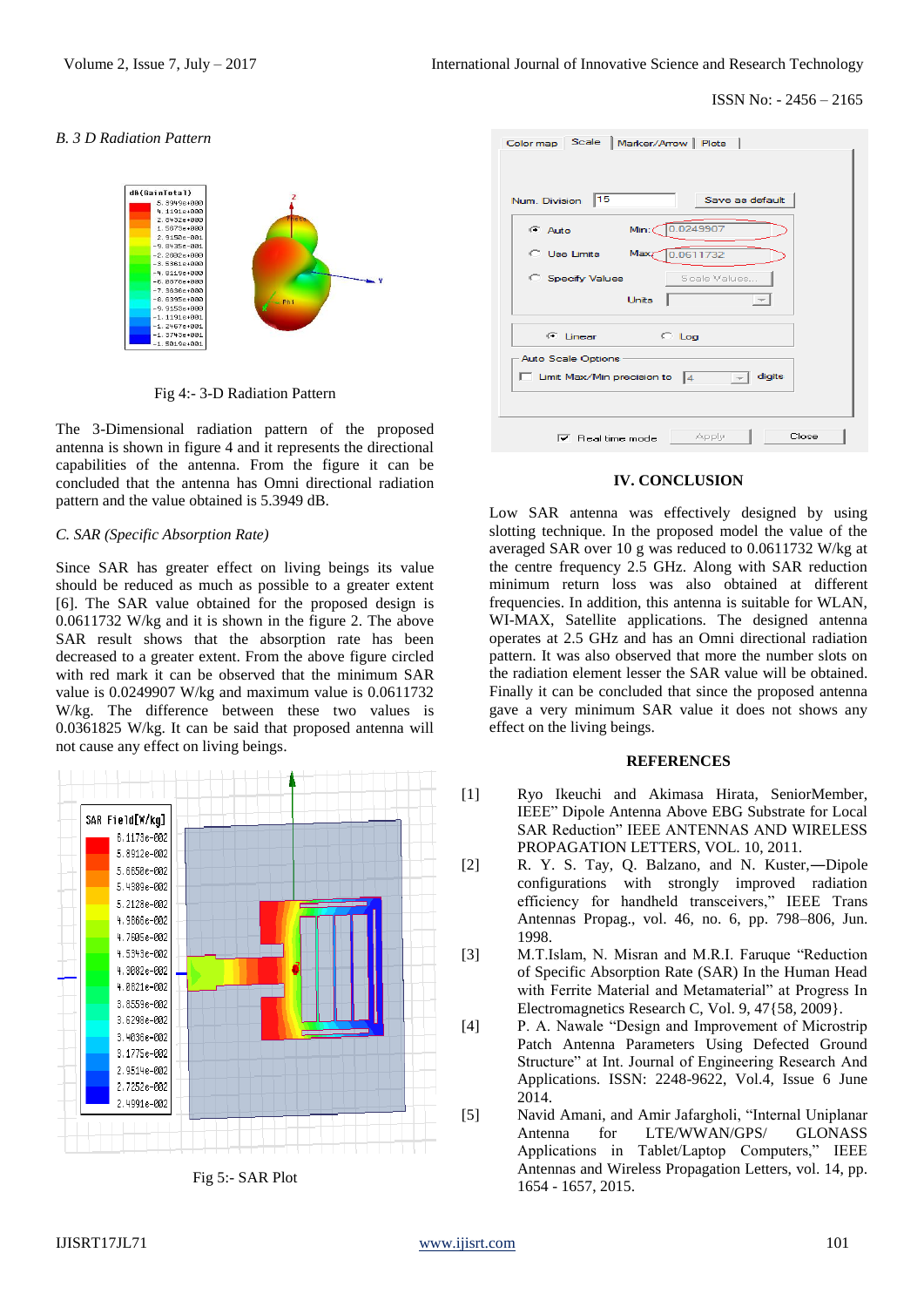*B. 3 D Radiation Pattern*

Fig 4:- 3-D Radiation Pattern

The 3-Dimensional radiation pattern of the proposed antenna is shown in figure 4 and it represents the directional capabilities of the antenna. From the figure it can be concluded that the antenna has Omni directional radiation pattern and the value obtained is 5.3949 dB.

*C. SAR (Specific Absorption Rate)*

Since SAR has greater effect on living beings its value should be reduced as much as possible to a greater extent [6]. The SAR value obtained for the proposed design is 0.0611732 W/kg and it is shown in the figure 2. The above SAR result shows that the absorption rate has been decreased to a greater extent. From the above figure circled with red mark it can be observed that the minimum SAR value is 0.0249907 W/kg and maximum value is 0.0611732 W/kg. The difference between these two values is 0.0361825 W/kg. It can be said that proposed antenna will not cause any effect on living beings.

Fig 5:- SAR Plot

## IV. CONCLUSION

Low SAR antenna was effectively designed by using slotting technique. In the proposed model the value of the averaged SAR over 10 g was reduced to 0.0611732 W/kg at the centre frequency 2.5 GHz. Along with SAR reduction minimum return loss was also obtained at different frequencies. In addition, this antenna is suitable for WLAN, WI-MAX, Satellite applications. The designed antenna operates at 2.5 GHz and has an Omni directional radiation pattern. It was also observed that more the number slots on the radiation element lesser the SAR value will be obtained. Finally it can be concluded that since the proposed antenna gave a very minimum SAR value it does not shows any effect on the living beings.

## REFERENCES

[1] Ryo Ikeuchi and Akimasa Hirata, SeniorMember, IEEE" Dipole Antenna Above EBG Substrate for Local SAR Reduction" IEEE ANTENNAS AND WIRELESS PROPAGATION LETTERS, VOL. 10, 2011.

[2] R. Y. S. Tay, Q. Balzano, and N. Kuster,―Dipole configurations with strongly improved radiation efficiency for handheld transceivers," IEEE Trans Antennas Propag., vol. 46, no. 6, pp. 798–806, Jun. 1998.

[3] M.T.Islam, N. Misran and M.R.I. Faruque "Reduction of Specific Absorption Rate (SAR) In the Human Head with Ferrite Material and Metamaterial" at Progress In Electromagnetics Research C, Vol. 9, 47{58, 2009}.

[4] P. A. Nawale "Design and Improvement of Microstrip Patch Antenna Parameters Using Defected Ground Structure" at Int. Journal of Engineering Research And Applications. ISSN: 2248-9622, Vol.4, Issue 6 June 2014.

[5] Navid Amani, and Amir Jafargholi, "Internal Uniplanar Antenna for LTE/WWAN/GPS/ GLONASS Applications in Tablet/Laptop Computers," IEEE Antennas and Wireless Propagation Letters, vol. 14, pp. 1654 - 1657, 2015.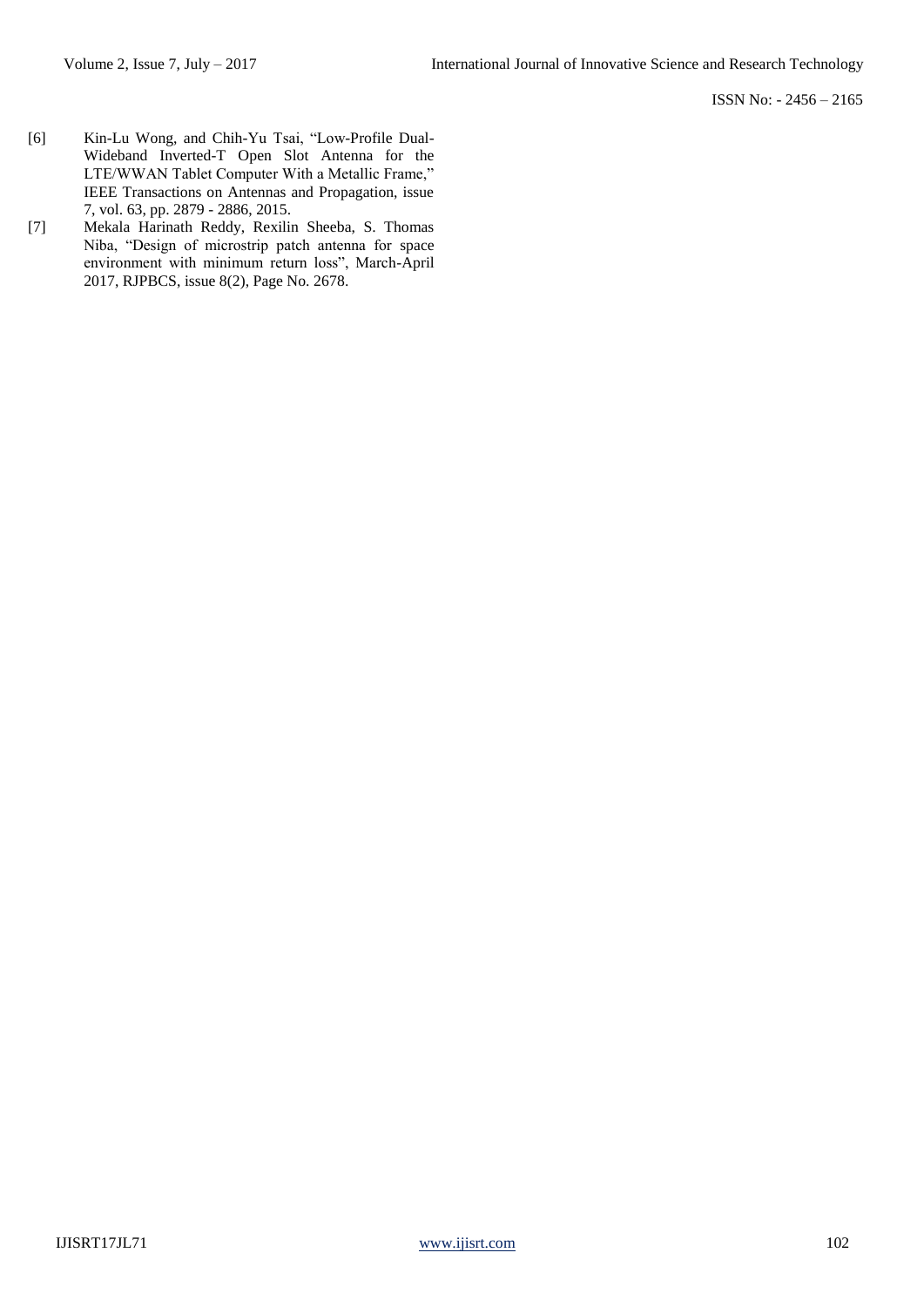[6] Kin-Lu Wong, and Chih-Yu Tsai, "Low-Profile Dual-Wideband Inverted-T Open Slot Antenna for the LTE/WWAN Tablet Computer With a Metallic Frame," IEEE Transactions on Antennas and Propagation, issue 7, vol. 63, pp. 2879 - 2886, 2015.

[7] Mekala Harinath Reddy, Rexilin Sheeba, S. Thomas Niba, "Design of microstrip patch antenna for space environment with minimum return loss", March-April 2017, RJPBCS, issue 8(2), Page No. 2678.